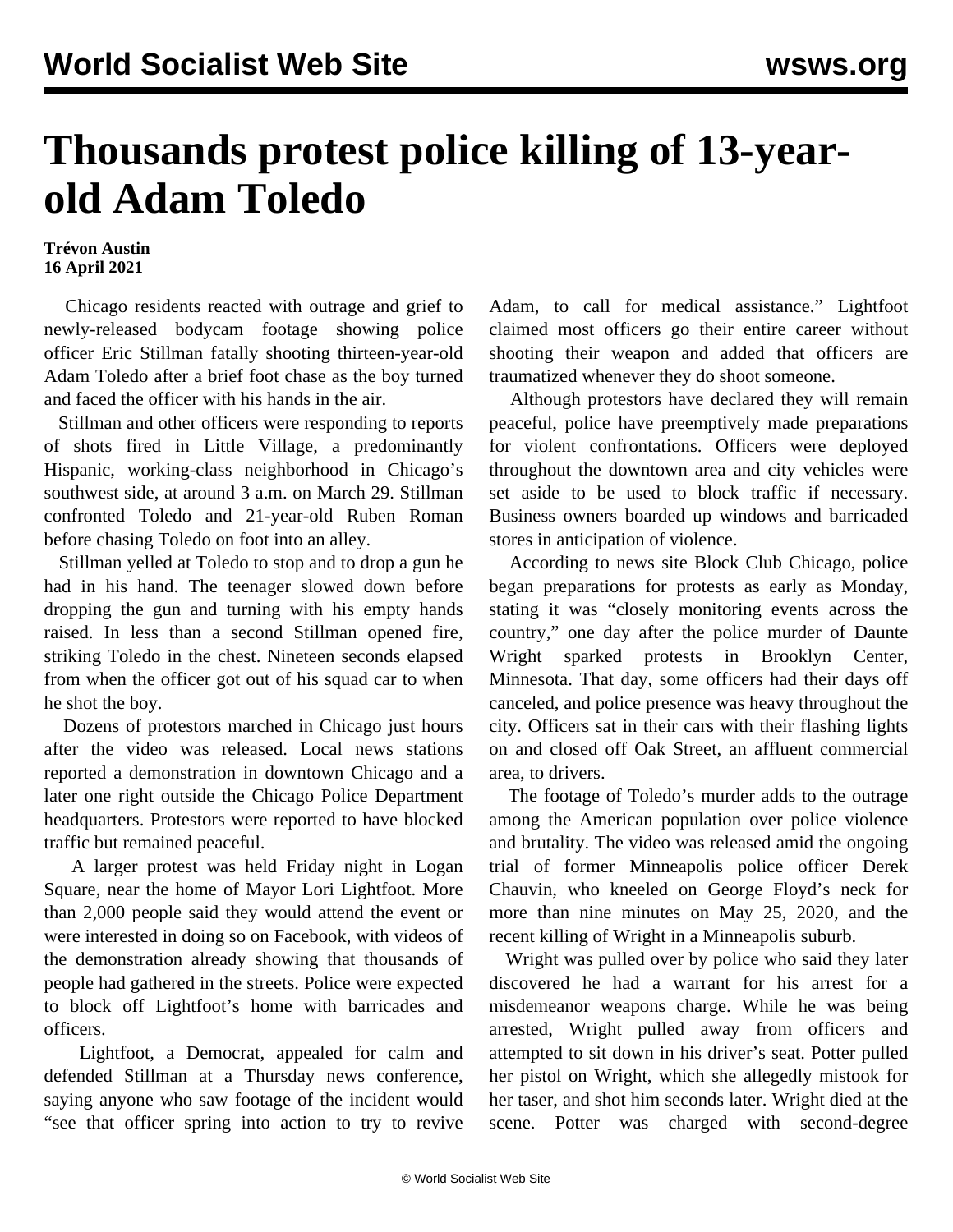# Thousands protest police killing of 13-year-old Adam Toledo

**Trévon Austin**
**16 April 2021**

Chicago residents reacted with outrage and grief to newly-released bodycam footage showing police officer Eric Stillman fatally shooting thirteen-year-old Adam Toledo after a brief foot chase as the boy turned and faced the officer with his hands in the air.

Stillman and other officers were responding to reports of shots fired in Little Village, a predominantly Hispanic, working-class neighborhood in Chicago's southwest side, at around 3 a.m. on March 29. Stillman confronted Toledo and 21-year-old Ruben Roman before chasing Toledo on foot into an alley.

Stillman yelled at Toledo to stop and to drop a gun he had in his hand. The teenager slowed down before dropping the gun and turning with his empty hands raised. In less than a second Stillman opened fire, striking Toledo in the chest. Nineteen seconds elapsed from when the officer got out of his squad car to when he shot the boy.

Dozens of protestors marched in Chicago just hours after the video was released. Local news stations reported a demonstration in downtown Chicago and a later one right outside the Chicago Police Department headquarters. Protestors were reported to have blocked traffic but remained peaceful.

A larger protest was held Friday night in Logan Square, near the home of Mayor Lori Lightfoot. More than 2,000 people said they would attend the event or were interested in doing so on Facebook, with videos of the demonstration already showing that thousands of people had gathered in the streets. Police were expected to block off Lightfoot's home with barricades and officers.

Lightfoot, a Democrat, appealed for calm and defended Stillman at a Thursday news conference, saying anyone who saw footage of the incident would "see that officer spring into action to try to revive Adam, to call for medical assistance." Lightfoot claimed most officers go their entire career without shooting their weapon and added that officers are traumatized whenever they do shoot someone.

Although protestors have declared they will remain peaceful, police have preemptively made preparations for violent confrontations. Officers were deployed throughout the downtown area and city vehicles were set aside to be used to block traffic if necessary. Business owners boarded up windows and barricaded stores in anticipation of violence.

According to news site Block Club Chicago, police began preparations for protests as early as Monday, stating it was "closely monitoring events across the country," one day after the police murder of Daunte Wright sparked protests in Brooklyn Center, Minnesota. That day, some officers had their days off canceled, and police presence was heavy throughout the city. Officers sat in their cars with their flashing lights on and closed off Oak Street, an affluent commercial area, to drivers.

The footage of Toledo's murder adds to the outrage among the American population over police violence and brutality. The video was released amid the ongoing trial of former Minneapolis police officer Derek Chauvin, who kneeled on George Floyd's neck for more than nine minutes on May 25, 2020, and the recent killing of Wright in a Minneapolis suburb.

Wright was pulled over by police who said they later discovered he had a warrant for his arrest for a misdemeanor weapons charge. While he was being arrested, Wright pulled away from officers and attempted to sit down in his driver's seat. Potter pulled her pistol on Wright, which she allegedly mistook for her taser, and shot him seconds later. Wright died at the scene. Potter was charged with second-degree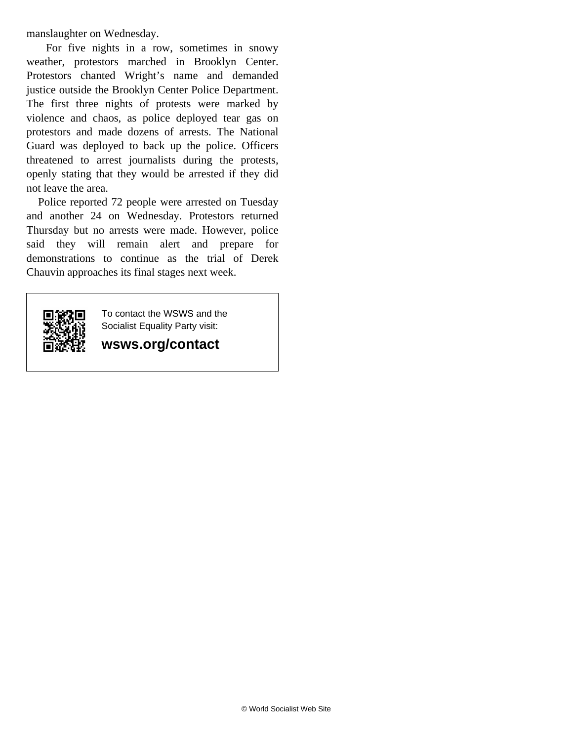manslaughter on Wednesday.

For five nights in a row, sometimes in snowy weather, protestors marched in Brooklyn Center. Protestors chanted Wright's name and demanded justice outside the Brooklyn Center Police Department. The first three nights of protests were marked by violence and chaos, as police deployed tear gas on protestors and made dozens of arrests. The National Guard was deployed to back up the police. Officers threatened to arrest journalists during the protests, openly stating that they would be arrested if they did not leave the area.

Police reported 72 people were arrested on Tuesday and another 24 on Wednesday. Protestors returned Thursday but no arrests were made. However, police said they will remain alert and prepare for demonstrations to continue as the trial of Derek Chauvin approaches its final stages next week.

To contact the WSWS and the Socialist Equality Party visit:

**wsws.org/contact**